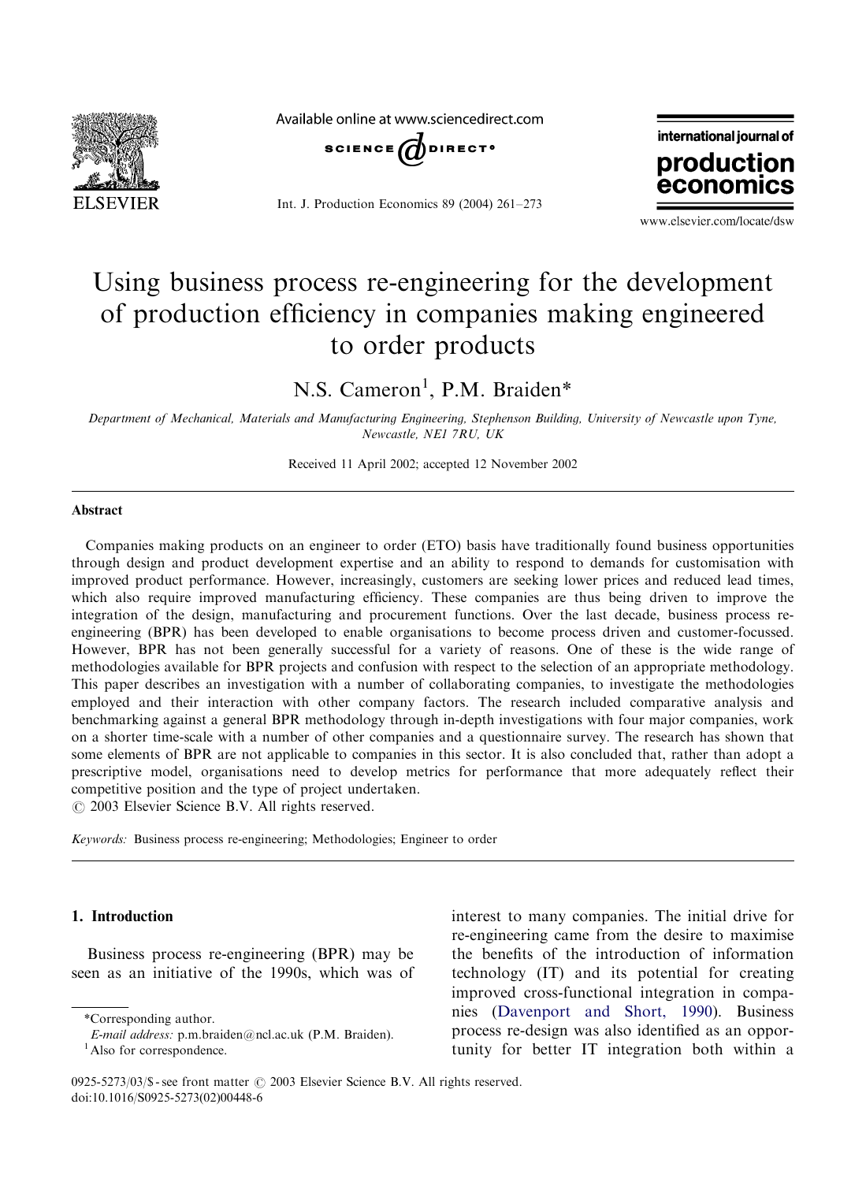# Using business process re-engineering for the development of production efficiency in companies making engineered to order products

N.S. Cameron[1], P.M. Braiden*

*Department of Mechanical, Materials and Manufacturing Engineering, Stephenson Building, University of Newcastle upon Tyne, Newcastle, NE1 7RU, UK*

Received 11 April 2002; accepted 12 November 2002

## Abstract

Companies making products on an engineer to order (ETO) basis have traditionally found business opportunities through design and product development expertise and an ability to respond to demands for customisation with improved product performance. However, increasingly, customers are seeking lower prices and reduced lead times, which also require improved manufacturing efficiency. These companies are thus being driven to improve the integration of the design, manufacturing and procurement functions. Over the last decade, business process re-engineering (BPR) has been developed to enable organisations to become process driven and customer-focussed. However, BPR has not been generally successful for a variety of reasons. One of these is the wide range of methodologies available for BPR projects and confusion with respect to the selection of an appropriate methodology. This paper describes an investigation with a number of collaborating companies, to investigate the methodologies employed and their interaction with other company factors. The research included comparative analysis and benchmarking against a general BPR methodology through in-depth investigations with four major companies, work on a shorter time-scale with a number of other companies and a questionnaire survey. The research has shown that some elements of BPR are not applicable to companies in this sector. It is also concluded that, rather than adopt a prescriptive model, organisations need to develop metrics for performance that more adequately reflect their competitive position and the type of project undertaken.

© 2003 Elsevier Science B.V. All rights reserved.

*Keywords:* Business process re-engineering; Methodologies; Engineer to order

## 1. Introduction

Business process re-engineering (BPR) may be seen as an initiative of the 1990s, which was of interest to many companies. The initial drive for re-engineering came from the desire to maximise the benefits of the introduction of information technology (IT) and its potential for creating improved cross-functional integration in companies (Davenport and Short, 1990). Business process re-design was also identified as an opportunity for better IT integration both within a

*Corresponding author.

*E-mail address:* p.m.braiden@ncl.ac.uk (P.M. Braiden).

[1] Also for correspondence.

0925-5273/03/$ - see front matter © 2003 Elsevier Science B.V. All rights reserved.
doi:10.1016/S0925-5273(02)00448-6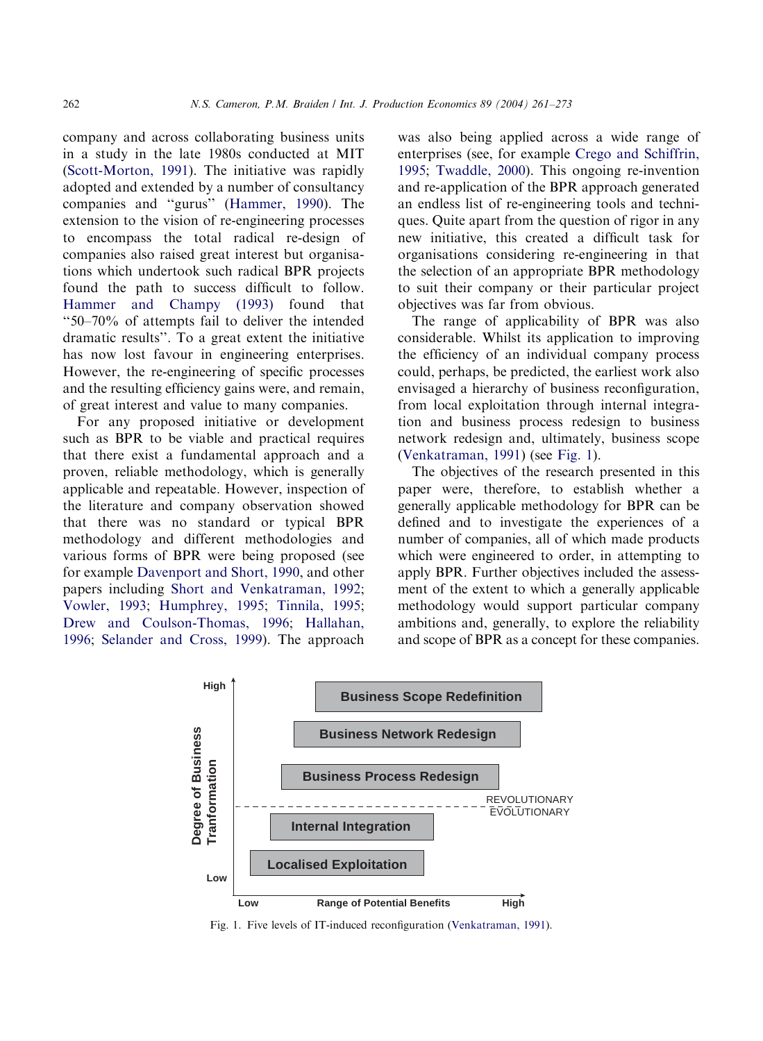company and across collaborating business units in a study in the late 1980s conducted at MIT (Scott-Morton, 1991). The initiative was rapidly adopted and extended by a number of consultancy companies and "gurus" (Hammer, 1990). The extension to the vision of re-engineering processes to encompass the total radical re-design of companies also raised great interest but organisations which undertook such radical BPR projects found the path to success difficult to follow. Hammer and Champy (1993) found that "50–70% of attempts fail to deliver the intended dramatic results". To a great extent the initiative has now lost favour in engineering enterprises. However, the re-engineering of specific processes and the resulting efficiency gains were, and remain, of great interest and value to many companies.

For any proposed initiative or development such as BPR to be viable and practical requires that there exist a fundamental approach and a proven, reliable methodology, which is generally applicable and repeatable. However, inspection of the literature and company observation showed that there was no standard or typical BPR methodology and different methodologies and various forms of BPR were being proposed (see for example Davenport and Short, 1990, and other papers including Short and Venkatraman, 1992; Vowler, 1993; Humphrey, 1995; Tinnila, 1995; Drew and Coulson-Thomas, 1996; Hallahan, 1996; Selander and Cross, 1999). The approach was also being applied across a wide range of enterprises (see, for example Crego and Schiffrin, 1995; Twaddle, 2000). This ongoing re-invention and re-application of the BPR approach generated an endless list of re-engineering tools and techniques. Quite apart from the question of rigor in any new initiative, this created a difficult task for organisations considering re-engineering in that the selection of an appropriate BPR methodology to suit their company or their particular project objectives was far from obvious.

The range of applicability of BPR was also considerable. Whilst its application to improving the efficiency of an individual company process could, perhaps, be predicted, the earliest work also envisaged a hierarchy of business reconfiguration, from local exploitation through internal integration and business process redesign to business network redesign and, ultimately, business scope (Venkatraman, 1991) (see Fig. 1).

The objectives of the research presented in this paper were, therefore, to establish whether a generally applicable methodology for BPR can be defined and to investigate the experiences of a number of companies, all of which made products which were engineered to order, in attempting to apply BPR. Further objectives included the assessment of the extent to which a generally applicable methodology would support particular company ambitions and, generally, to explore the reliability and scope of BPR as a concept for these companies.

High

Degree of Business Tranformation

Low

Business Scope Redefinition

Business Network Redesign

Business Process Redesign

REVOLUTIONARY

EVOLUTIONARY

Internal Integration

Localised Exploitation

Low

Range of Potential Benefits

High

Fig. 1. Five levels of IT-induced reconfiguration (Venkatraman, 1991).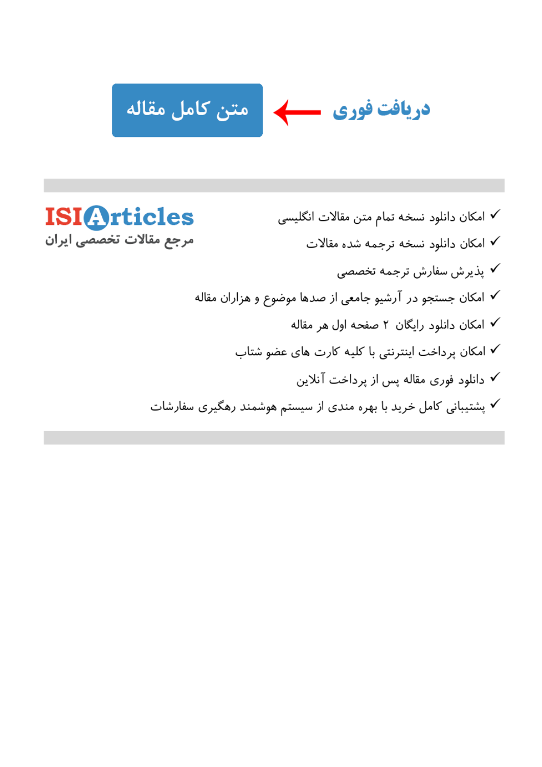دریافت فوری ← متن کامل مقاله

**ISIArticles**
مرجع مقالات تخصصی ایران

- ✓ امکان دانلود نسخه تمام متن مقالات انگلیسی
- ✓ امکان دانلود نسخه ترجمه شده مقالات
- ✓ پذیرش سفارش ترجمه تخصصی
- ✓ امکان جستجو در آرشیو جامعی از صدها موضوع و هزاران مقاله
- ✓ امکان دانلود رایگان ۲ صفحه اول هر مقاله
- ✓ امکان پرداخت اینترنتی با کلیه کارت های عضو شتاب
- ✓ دانلود فوری مقاله پس از پرداخت آنلاین
- ✓ پشتیبانی کامل خرید با بهره مندی از سیستم هوشمند رهگیری سفارشات